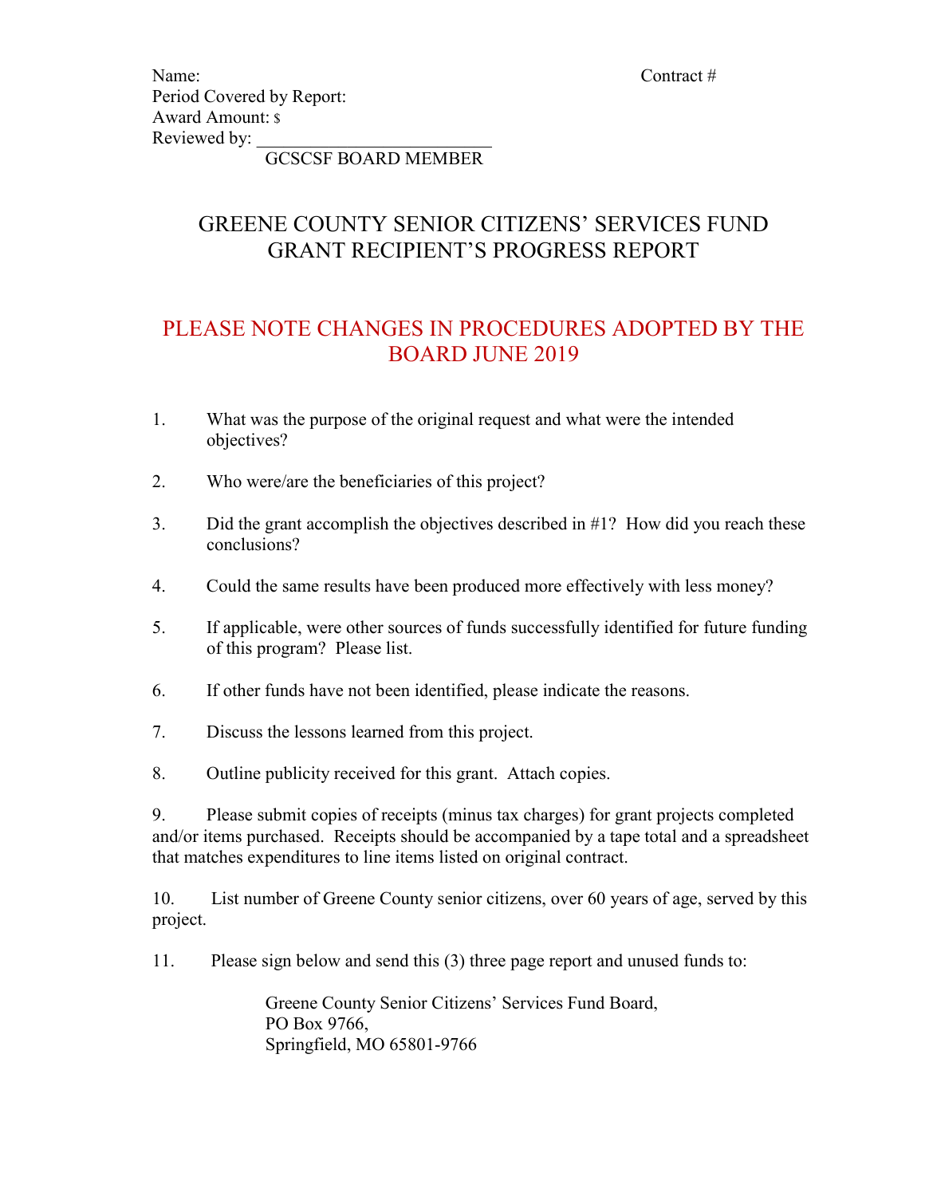Name: Contract #

Period Covered by Report:

Award Amount: $

Reviewed by: ___________________________

GCSCSF BOARD MEMBER

# GREENE COUNTY SENIOR CITIZENS' SERVICES FUND GRANT RECIPIENT'S PROGRESS REPORT

## PLEASE NOTE CHANGES IN PROCEDURES ADOPTED BY THE BOARD JUNE 2019

1. What was the purpose of the original request and what were the intended objectives?

2. Who were/are the beneficiaries of this project?

3. Did the grant accomplish the objectives described in #1? How did you reach these conclusions?

4. Could the same results have been produced more effectively with less money?

5. If applicable, were other sources of funds successfully identified for future funding of this program? Please list.

6. If other funds have not been identified, please indicate the reasons.

7. Discuss the lessons learned from this project.

8. Outline publicity received for this grant. Attach copies.

9. Please submit copies of receipts (minus tax charges) for grant projects completed and/or items purchased. Receipts should be accompanied by a tape total and a spreadsheet that matches expenditures to line items listed on original contract.

10. List number of Greene County senior citizens, over 60 years of age, served by this project.

11. Please sign below and send this (3) three page report and unused funds to:

Greene County Senior Citizens' Services Fund Board,
PO Box 9766,
Springfield, MO 65801-9766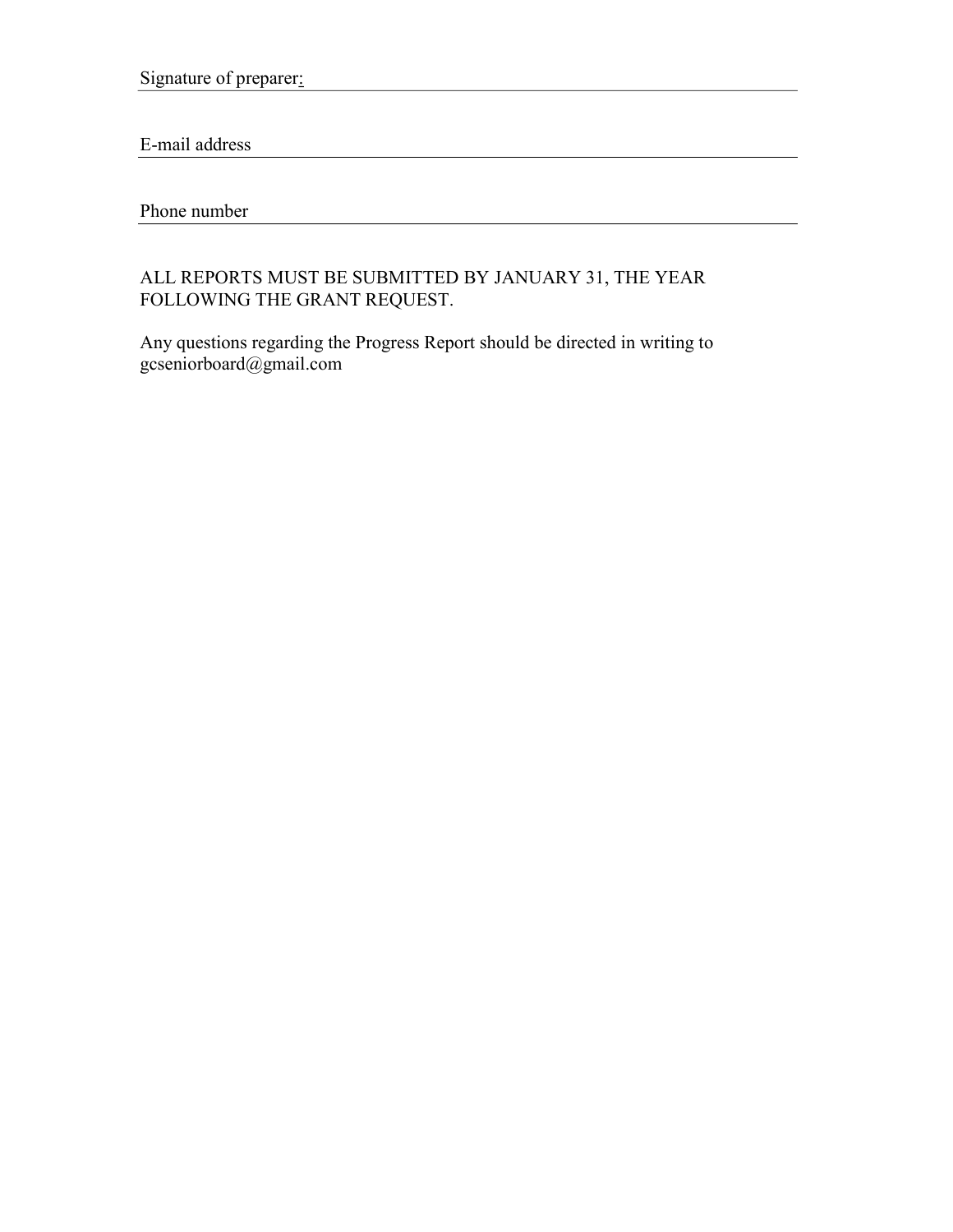Signature of preparer: \_\_\_\_\_\_\_\_\_\_\_\_\_\_\_\_\_\_\_\_\_\_\_\_\_\_\_\_\_\_\_\_\_\_\_\_\_\_\_\_\_\_\_\_\_\_\_\_

E-mail address \_\_\_\_\_\_\_\_\_\_\_\_\_\_\_\_\_\_\_\_\_\_\_\_\_\_\_\_\_\_\_\_\_\_\_\_\_\_\_\_\_\_\_\_\_\_\_\_\_\_\_\_\_\_

Phone number \_\_\_\_\_\_\_\_\_\_\_\_\_\_\_\_\_\_\_\_\_\_\_\_\_\_\_\_\_\_\_\_\_\_\_\_\_\_\_\_\_\_\_\_\_\_\_\_\_\_\_\_\_\_\_

ALL REPORTS MUST BE SUBMITTED BY JANUARY 31, THE YEAR FOLLOWING THE GRANT REQUEST.

Any questions regarding the Progress Report should be directed in writing to gcseniorboard@gmail.com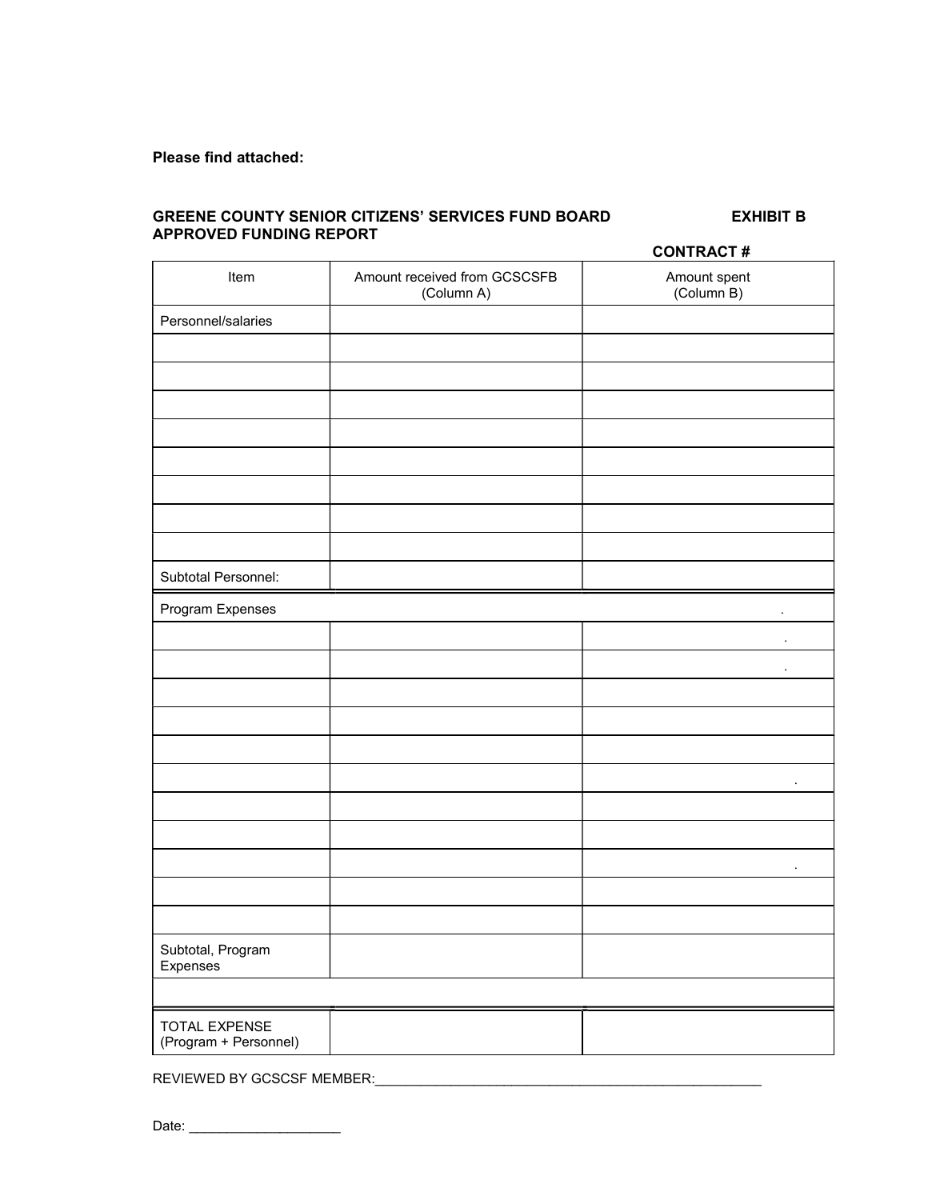**Please find attached:**

**GREENE COUNTY SENIOR CITIZENS' SERVICES FUND BOARD** **EXHIBIT B**
**APPROVED FUNDING REPORT**

**CONTRACT #**

| Item | Amount received from GCSCSFB (Column A) | Amount spent (Column B) |
|---|---|---|
| Personnel/salaries | | |
| | | |
| | | |
| | | |
| | | |
| | | |
| | | |
| | | |
| | | |
| Subtotal Personnel: | | |
| Program Expenses | | . |
| | | . |
| | | . |
| | | |
| | | |
| | | |
| | | . |
| | | |
| | | |
| | | . |
| | | |
| | | |
| Subtotal, Program Expenses | | |
| | | |
| TOTAL EXPENSE (Program + Personnel) | | |

REVIEWED BY GCSCSF MEMBER:_____________________________________________________

Date: ____________________